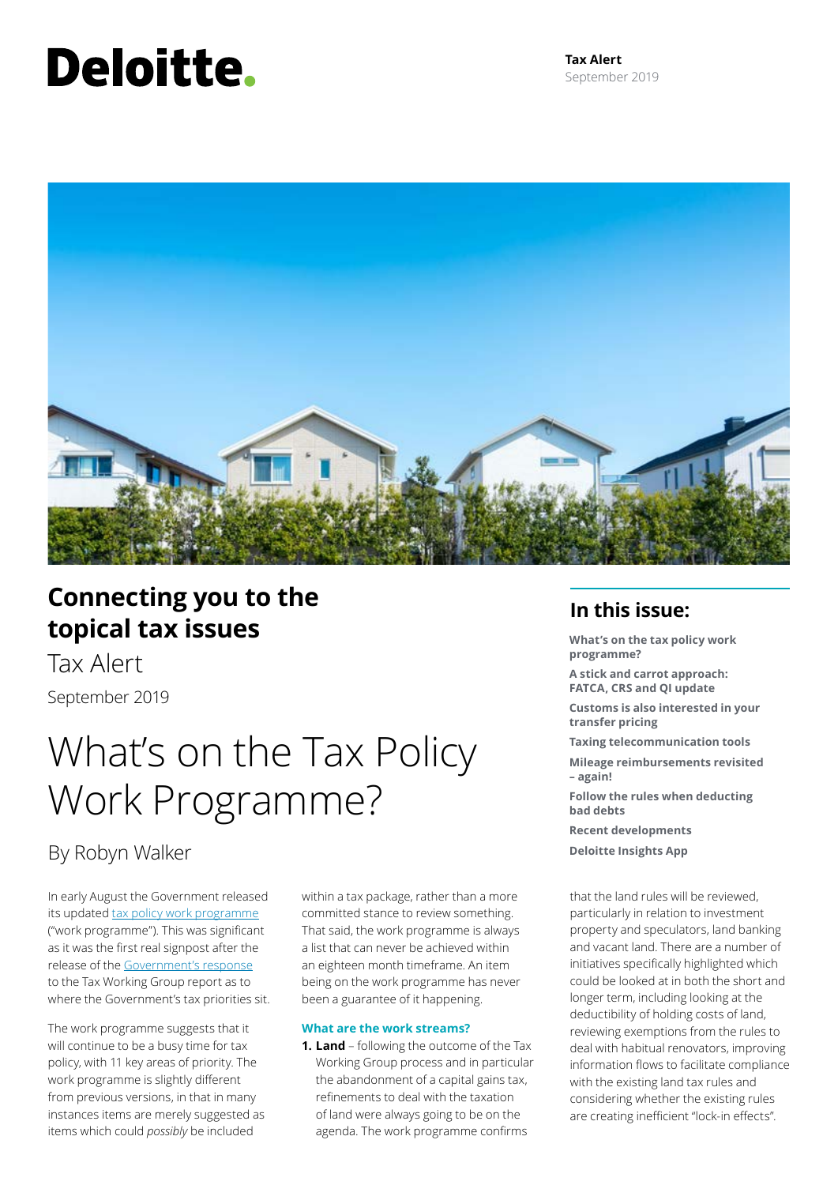Deloitte.

**Tax Alert**
September 2019

## Connecting you to the topical tax issues

Tax Alert

September 2019

## In this issue:

**What's on the tax policy work programme?**

**A stick and carrot approach: FATCA, CRS and QI update**

**Customs is also interested in your transfer pricing**

**Taxing telecommunication tools**

**Mileage reimbursements revisited – again!**

**Follow the rules when deducting bad debts**

**Recent developments**

**Deloitte Insights App**

# What's on the Tax Policy Work Programme?

By Robyn Walker

In early August the Government released its updated tax policy work programme ("work programme"). This was significant as it was the first real signpost after the release of the Government's response to the Tax Working Group report as to where the Government's tax priorities sit.

The work programme suggests that it will continue to be a busy time for tax policy, with 11 key areas of priority. The work programme is slightly different from previous versions, in that in many instances items are merely suggested as items which could *possibly* be included within a tax package, rather than a more committed stance to review something. That said, the work programme is always a list that can never be achieved within an eighteen month timeframe. An item being on the work programme has never been a guarantee of it happening.

### What are the work streams?

1. **Land** – following the outcome of the Tax Working Group process and in particular the abandonment of a capital gains tax, refinements to deal with the taxation of land were always going to be on the agenda. The work programme confirms that the land rules will be reviewed, particularly in relation to investment property and speculators, land banking and vacant land. There are a number of initiatives specifically highlighted which could be looked at in both the short and longer term, including looking at the deductibility of holding costs of land, reviewing exemptions from the rules to deal with habitual renovators, improving information flows to facilitate compliance with the existing land tax rules and considering whether the existing rules are creating inefficient "lock-in effects".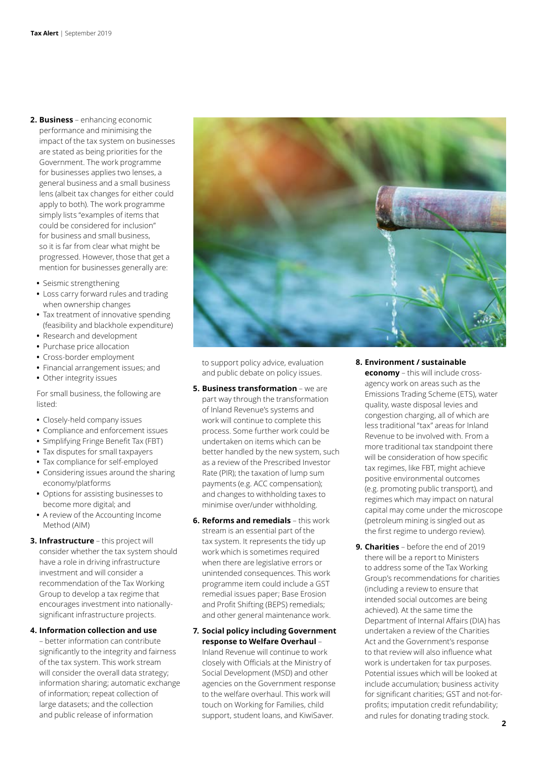2. **Business** – enhancing economic performance and minimising the impact of the tax system on businesses are stated as being priorities for the Government. The work programme for businesses applies two lenses, a general business and a small business lens (albeit tax changes for either could apply to both). The work programme simply lists "examples of items that could be considered for inclusion" for business and small business, so it is far from clear what might be progressed. However, those that get a mention for businesses generally are:

   - Seismic strengthening
   - Loss carry forward rules and trading when ownership changes
   - Tax treatment of innovative spending (feasibility and blackhole expenditure)
   - Research and development
   - Purchase price allocation
   - Cross-border employment
   - Financial arrangement issues; and
   - Other integrity issues

   For small business, the following are listed:

   - Closely-held company issues
   - Compliance and enforcement issues
   - Simplifying Fringe Benefit Tax (FBT)
   - Tax disputes for small taxpayers
   - Tax compliance for self-employed
   - Considering issues around the sharing economy/platforms
   - Options for assisting businesses to become more digital; and
   - A review of the Accounting Income Method (AIM)

3. **Infrastructure** – this project will consider whether the tax system should have a role in driving infrastructure investment and will consider a recommendation of the Tax Working Group to develop a tax regime that encourages investment into nationally-significant infrastructure projects.

4. **Information collection and use** – better information can contribute significantly to the integrity and fairness of the tax system. This work stream will consider the overall data strategy; information sharing; automatic exchange of information; repeat collection of large datasets; and the collection and public release of information to support policy advice, evaluation and public debate on policy issues.

5. **Business transformation** – we are part way through the transformation of Inland Revenue's systems and work will continue to complete this process. Some further work could be undertaken on items which can be better handled by the new system, such as a review of the Prescribed Investor Rate (PIR); the taxation of lump sum payments (e.g. ACC compensation); and changes to withholding taxes to minimise over/under withholding.

6. **Reforms and remedials** – this work stream is an essential part of the tax system. It represents the tidy up work which is sometimes required when there are legislative errors or unintended consequences. This work programme item could include a GST remedial issues paper; Base Erosion and Profit Shifting (BEPS) remedials; and other general maintenance work.

7. **Social policy including Government response to Welfare Overhaul** – Inland Revenue will continue to work closely with Officials at the Ministry of Social Development (MSD) and other agencies on the Government response to the welfare overhaul. This work will touch on Working for Families, child support, student loans, and KiwiSaver.

8. **Environment / sustainable economy** – this will include cross-agency work on areas such as the Emissions Trading Scheme (ETS), water quality, waste disposal levies and congestion charging, all of which are less traditional "tax" areas for Inland Revenue to be involved with. From a more traditional tax standpoint there will be consideration of how specific tax regimes, like FBT, might achieve positive environmental outcomes (e.g. promoting public transport), and regimes which may impact on natural capital may come under the microscope (petroleum mining is singled out as the first regime to undergo review).

9. **Charities** – before the end of 2019 there will be a report to Ministers to address some of the Tax Working Group's recommendations for charities (including a review to ensure that intended social outcomes are being achieved). At the same time the Department of Internal Affairs (DIA) has undertaken a review of the Charities Act and the Government's response to that review will also influence what work is undertaken for tax purposes. Potential issues which will be looked at include accumulation; business activity for significant charities; GST and not-for-profits; imputation credit refundability; and rules for donating trading stock.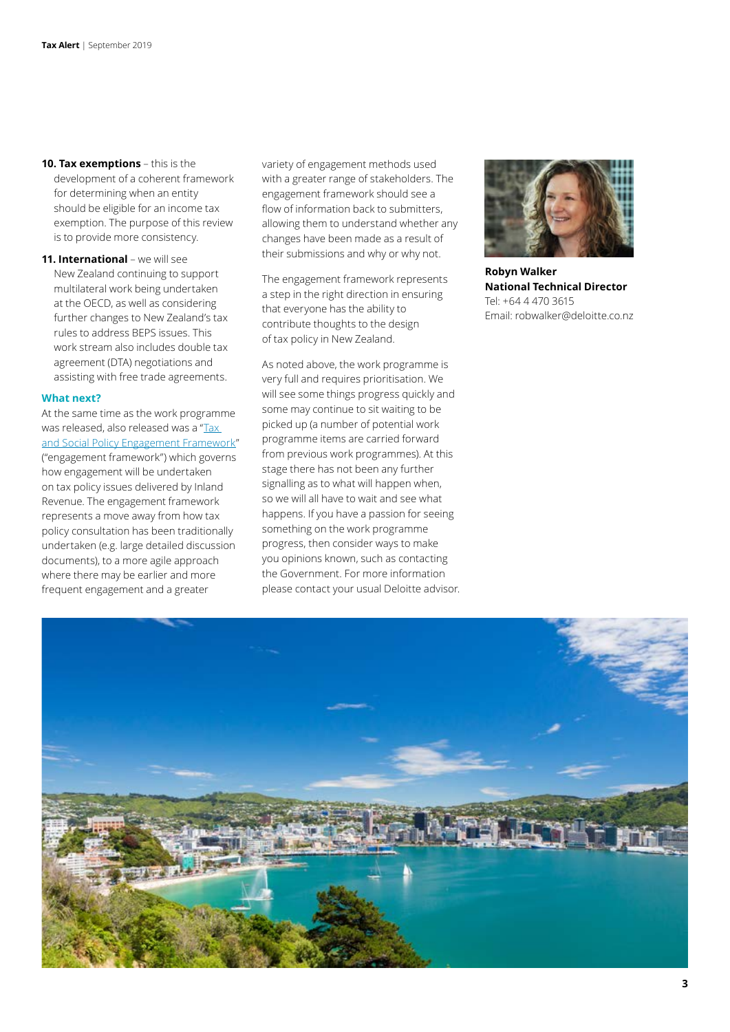**10. Tax exemptions** – this is the development of a coherent framework for determining when an entity should be eligible for an income tax exemption. The purpose of this review is to provide more consistency.

**11. International** – we will see New Zealand continuing to support multilateral work being undertaken at the OECD, as well as considering further changes to New Zealand's tax rules to address BEPS issues. This work stream also includes double tax agreement (DTA) negotiations and assisting with free trade agreements.

### What next?

At the same time as the work programme was released, also released was a "Tax and Social Policy Engagement Framework" ("engagement framework") which governs how engagement will be undertaken on tax policy issues delivered by Inland Revenue. The engagement framework represents a move away from how tax policy consultation has been traditionally undertaken (e.g. large detailed discussion documents), to a more agile approach where there may be earlier and more frequent engagement and a greater variety of engagement methods used with a greater range of stakeholders. The engagement framework should see a flow of information back to submitters, allowing them to understand whether any changes have been made as a result of their submissions and why or why not.

The engagement framework represents a step in the right direction in ensuring that everyone has the ability to contribute thoughts to the design of tax policy in New Zealand.

As noted above, the work programme is very full and requires prioritisation. We will see some things progress quickly and some may continue to sit waiting to be picked up (a number of potential work programme items are carried forward from previous work programmes). At this stage there has not been any further signalling as to what will happen when, so we will all have to wait and see what happens. If you have a passion for seeing something on the work programme progress, then consider ways to make you opinions known, such as contacting the Government. For more information please contact your usual Deloitte advisor.

**Robyn Walker**
**National Technical Director**
Tel: +64 4 470 3615
Email: robwalker@deloitte.co.nz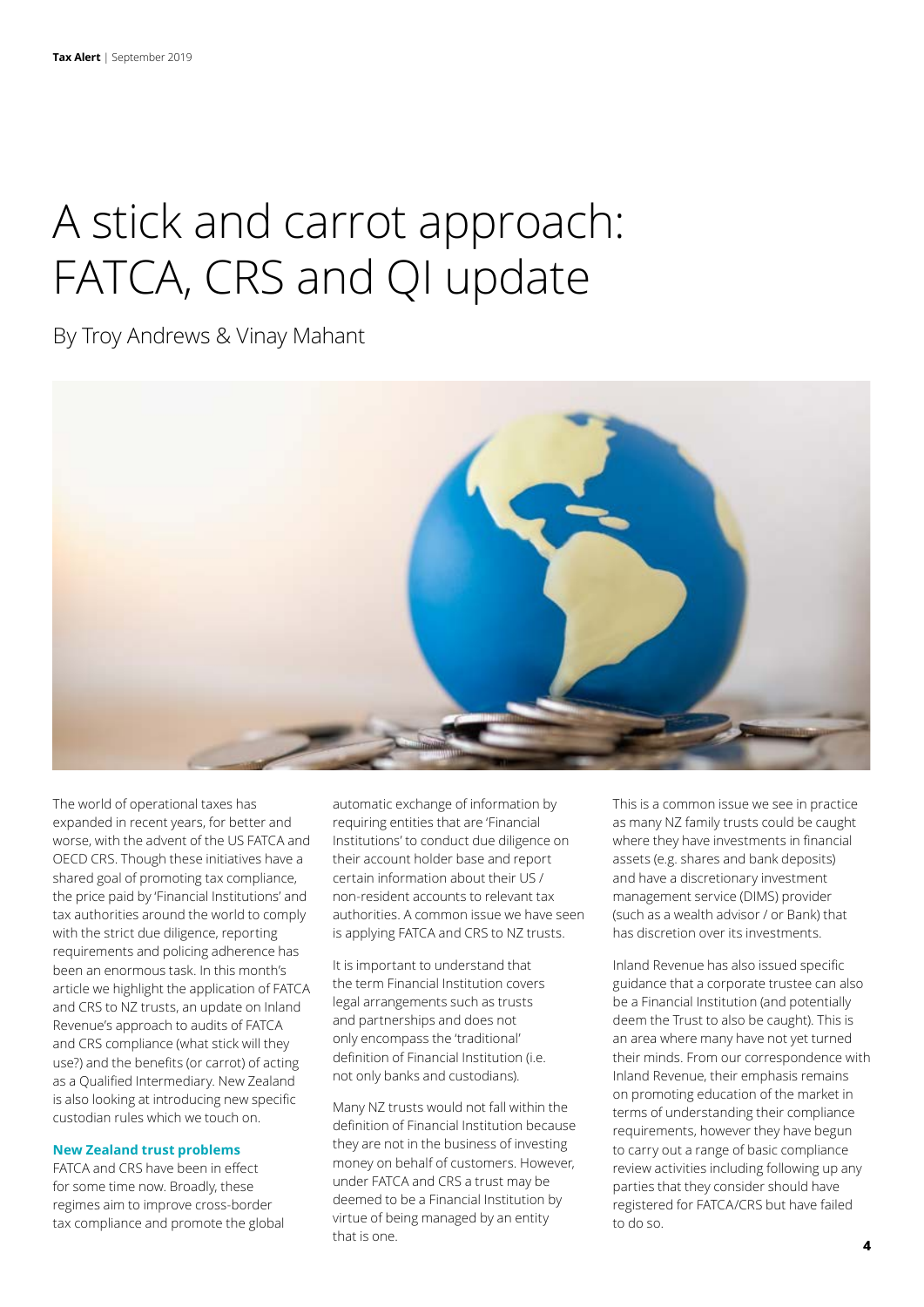# A stick and carrot approach: FATCA, CRS and QI update

By Troy Andrews & Vinay Mahant

The world of operational taxes has expanded in recent years, for better and worse, with the advent of the US FATCA and OECD CRS. Though these initiatives have a shared goal of promoting tax compliance, the price paid by 'Financial Institutions' and tax authorities around the world to comply with the strict due diligence, reporting requirements and policing adherence has been an enormous task. In this month's article we highlight the application of FATCA and CRS to NZ trusts, an update on Inland Revenue's approach to audits of FATCA and CRS compliance (what stick will they use?) and the benefits (or carrot) of acting as a Qualified Intermediary. New Zealand is also looking at introducing new specific custodian rules which we touch on.

### New Zealand trust problems

FATCA and CRS have been in effect for some time now. Broadly, these regimes aim to improve cross-border tax compliance and promote the global automatic exchange of information by requiring entities that are 'Financial Institutions' to conduct due diligence on their account holder base and report certain information about their US / non-resident accounts to relevant tax authorities. A common issue we have seen is applying FATCA and CRS to NZ trusts.

It is important to understand that the term Financial Institution covers legal arrangements such as trusts and partnerships and does not only encompass the 'traditional' definition of Financial Institution (i.e. not only banks and custodians).

Many NZ trusts would not fall within the definition of Financial Institution because they are not in the business of investing money on behalf of customers. However, under FATCA and CRS a trust may be deemed to be a Financial Institution by virtue of being managed by an entity that is one.

This is a common issue we see in practice as many NZ family trusts could be caught where they have investments in financial assets (e.g. shares and bank deposits) and have a discretionary investment management service (DIMS) provider (such as a wealth advisor / or Bank) that has discretion over its investments.

Inland Revenue has also issued specific guidance that a corporate trustee can also be a Financial Institution (and potentially deem the Trust to also be caught). This is an area where many have not yet turned their minds. From our correspondence with Inland Revenue, their emphasis remains on promoting education of the market in terms of understanding their compliance requirements, however they have begun to carry out a range of basic compliance review activities including following up any parties that they consider should have registered for FATCA/CRS but have failed to do so.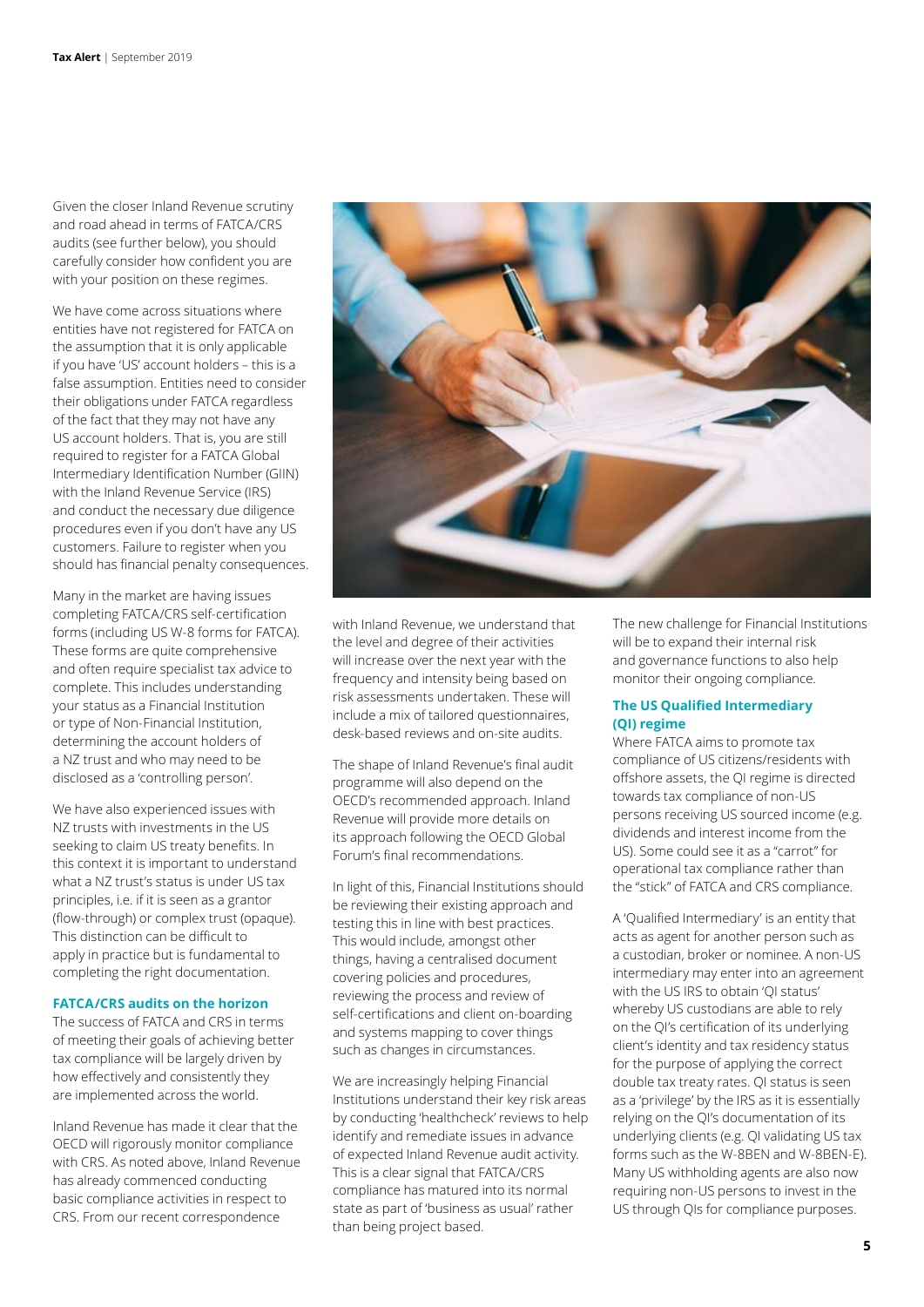Given the closer Inland Revenue scrutiny and road ahead in terms of FATCA/CRS audits (see further below), you should carefully consider how confident you are with your position on these regimes.

We have come across situations where entities have not registered for FATCA on the assumption that it is only applicable if you have 'US' account holders – this is a false assumption. Entities need to consider their obligations under FATCA regardless of the fact that they may not have any US account holders. That is, you are still required to register for a FATCA Global Intermediary Identification Number (GIIN) with the Inland Revenue Service (IRS) and conduct the necessary due diligence procedures even if you don't have any US customers. Failure to register when you should has financial penalty consequences.

Many in the market are having issues completing FATCA/CRS self-certification forms (including US W-8 forms for FATCA). These forms are quite comprehensive and often require specialist tax advice to complete. This includes understanding your status as a Financial Institution or type of Non-Financial Institution, determining the account holders of a NZ trust and who may need to be disclosed as a 'controlling person'.

We have also experienced issues with NZ trusts with investments in the US seeking to claim US treaty benefits. In this context it is important to understand what a NZ trust's status is under US tax principles, i.e. if it is seen as a grantor (flow-through) or complex trust (opaque). This distinction can be difficult to apply in practice but is fundamental to completing the right documentation.

### FATCA/CRS audits on the horizon

The success of FATCA and CRS in terms of meeting their goals of achieving better tax compliance will be largely driven by how effectively and consistently they are implemented across the world.

Inland Revenue has made it clear that the OECD will rigorously monitor compliance with CRS. As noted above, Inland Revenue has already commenced conducting basic compliance activities in respect to CRS. From our recent correspondence with Inland Revenue, we understand that the level and degree of their activities will increase over the next year with the frequency and intensity being based on risk assessments undertaken. These will include a mix of tailored questionnaires, desk-based reviews and on-site audits.

The shape of Inland Revenue's final audit programme will also depend on the OECD's recommended approach. Inland Revenue will provide more details on its approach following the OECD Global Forum's final recommendations.

In light of this, Financial Institutions should be reviewing their existing approach and testing this in line with best practices. This would include, amongst other things, having a centralised document covering policies and procedures, reviewing the process and review of self-certifications and client on-boarding and systems mapping to cover things such as changes in circumstances.

We are increasingly helping Financial Institutions understand their key risk areas by conducting 'healthcheck' reviews to help identify and remediate issues in advance of expected Inland Revenue audit activity. This is a clear signal that FATCA/CRS compliance has matured into its normal state as part of 'business as usual' rather than being project based.

The new challenge for Financial Institutions will be to expand their internal risk and governance functions to also help monitor their ongoing compliance.

### The US Qualified Intermediary (QI) regime

Where FATCA aims to promote tax compliance of US citizens/residents with offshore assets, the QI regime is directed towards tax compliance of non-US persons receiving US sourced income (e.g. dividends and interest income from the US). Some could see it as a "carrot" for operational tax compliance rather than the "stick" of FATCA and CRS compliance.

A 'Qualified Intermediary' is an entity that acts as agent for another person such as a custodian, broker or nominee. A non-US intermediary may enter into an agreement with the US IRS to obtain 'QI status' whereby US custodians are able to rely on the QI's certification of its underlying client's identity and tax residency status for the purpose of applying the correct double tax treaty rates. QI status is seen as a 'privilege' by the IRS as it is essentially relying on the QI's documentation of its underlying clients (e.g. QI validating US tax forms such as the W-8BEN and W-8BEN-E). Many US withholding agents are also now requiring non-US persons to invest in the US through QIs for compliance purposes.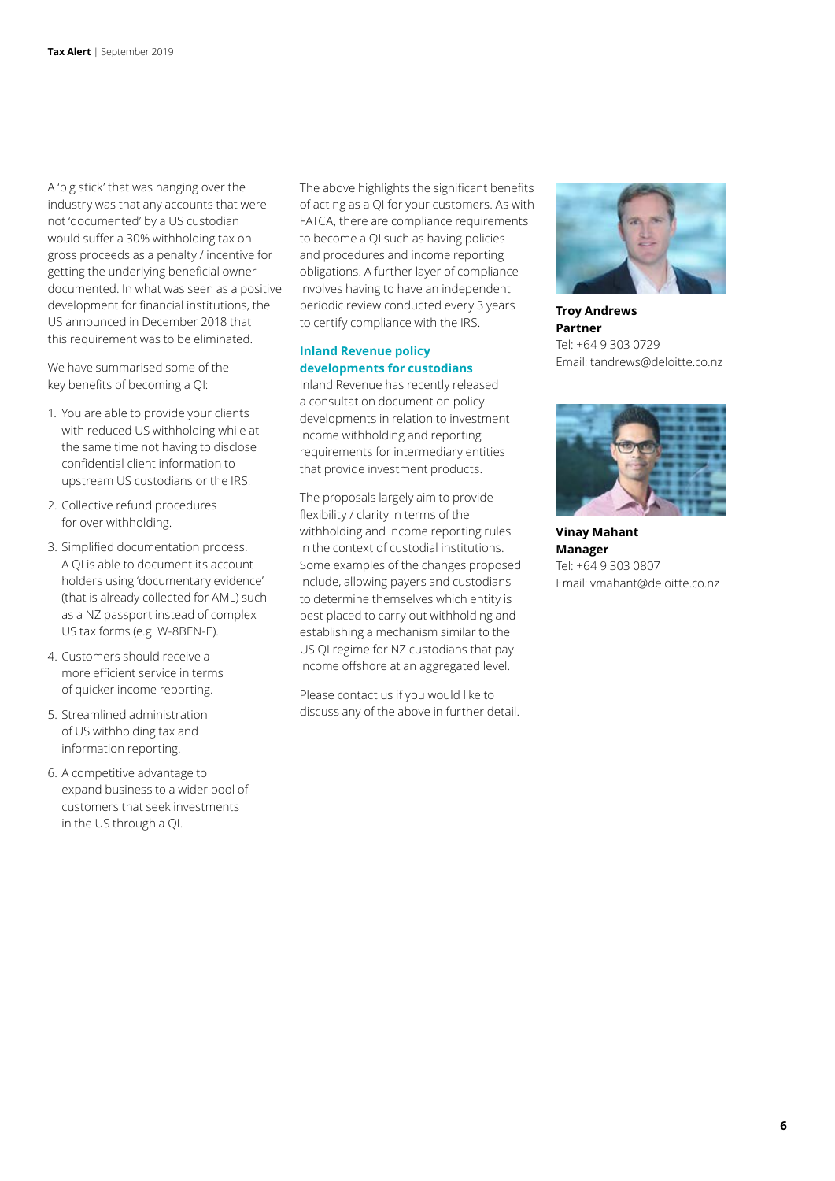A 'big stick' that was hanging over the industry was that any accounts that were not 'documented' by a US custodian would suffer a 30% withholding tax on gross proceeds as a penalty / incentive for getting the underlying beneficial owner documented. In what was seen as a positive development for financial institutions, the US announced in December 2018 that this requirement was to be eliminated.

We have summarised some of the key benefits of becoming a QI:

1. You are able to provide your clients with reduced US withholding while at the same time not having to disclose confidential client information to upstream US custodians or the IRS.
2. Collective refund procedures for over withholding.
3. Simplified documentation process. A QI is able to document its account holders using 'documentary evidence' (that is already collected for AML) such as a NZ passport instead of complex US tax forms (e.g. W-8BEN-E).
4. Customers should receive a more efficient service in terms of quicker income reporting.
5. Streamlined administration of US withholding tax and information reporting.
6. A competitive advantage to expand business to a wider pool of customers that seek investments in the US through a QI.

The above highlights the significant benefits of acting as a QI for your customers. As with FATCA, there are compliance requirements to become a QI such as having policies and procedures and income reporting obligations. A further layer of compliance involves having to have an independent periodic review conducted every 3 years to certify compliance with the IRS.

## Inland Revenue policy developments for custodians

Inland Revenue has recently released a consultation document on policy developments in relation to investment income withholding and reporting requirements for intermediary entities that provide investment products.

The proposals largely aim to provide flexibility / clarity in terms of the withholding and income reporting rules in the context of custodial institutions. Some examples of the changes proposed include, allowing payers and custodians to determine themselves which entity is best placed to carry out withholding and establishing a mechanism similar to the US QI regime for NZ custodians that pay income offshore at an aggregated level.

Please contact us if you would like to discuss any of the above in further detail.

**Troy Andrews**
**Partner**
Tel: +64 9 303 0729
Email: tandrews@deloitte.co.nz

**Vinay Mahant**
**Manager**
Tel: +64 9 303 0807
Email: vmahant@deloitte.co.nz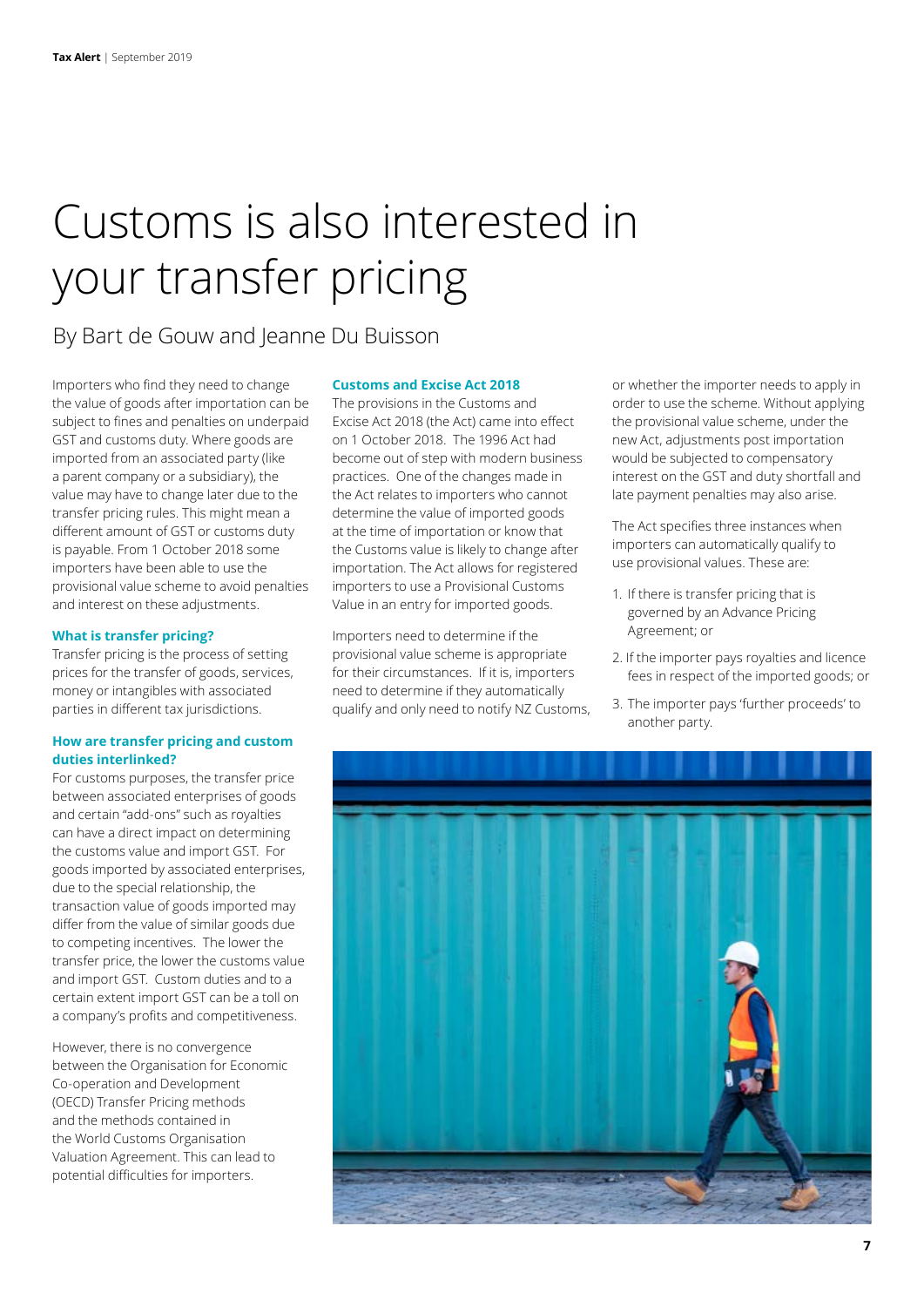# Customs is also interested in your transfer pricing

By Bart de Gouw and Jeanne Du Buisson

Importers who find they need to change the value of goods after importation can be subject to fines and penalties on underpaid GST and customs duty. Where goods are imported from an associated party (like a parent company or a subsidiary), the value may have to change later due to the transfer pricing rules. This might mean a different amount of GST or customs duty is payable. From 1 October 2018 some importers have been able to use the provisional value scheme to avoid penalties and interest on these adjustments.

### What is transfer pricing?

Transfer pricing is the process of setting prices for the transfer of goods, services, money or intangibles with associated parties in different tax jurisdictions.

### How are transfer pricing and custom duties interlinked?

For customs purposes, the transfer price between associated enterprises of goods and certain "add-ons" such as royalties can have a direct impact on determining the customs value and import GST. For goods imported by associated enterprises, due to the special relationship, the transaction value of goods imported may differ from the value of similar goods due to competing incentives. The lower the transfer price, the lower the customs value and import GST. Custom duties and to a certain extent import GST can be a toll on a company's profits and competitiveness.

However, there is no convergence between the Organisation for Economic Co-operation and Development (OECD) Transfer Pricing methods and the methods contained in the World Customs Organisation Valuation Agreement. This can lead to potential difficulties for importers.

### Customs and Excise Act 2018

The provisions in the Customs and Excise Act 2018 (the Act) came into effect on 1 October 2018. The 1996 Act had become out of step with modern business practices. One of the changes made in the Act relates to importers who cannot determine the value of imported goods at the time of importation or know that the Customs value is likely to change after importation. The Act allows for registered importers to use a Provisional Customs Value in an entry for imported goods.

Importers need to determine if the provisional value scheme is appropriate for their circumstances. If it is, importers need to determine if they automatically qualify and only need to notify NZ Customs, or whether the importer needs to apply in order to use the scheme. Without applying the provisional value scheme, under the new Act, adjustments post importation would be subjected to compensatory interest on the GST and duty shortfall and late payment penalties may also arise.

The Act specifies three instances when importers can automatically qualify to use provisional values. These are:

1. If there is transfer pricing that is governed by an Advance Pricing Agreement; or
2. If the importer pays royalties and licence fees in respect of the imported goods; or
3. The importer pays 'further proceeds' to another party.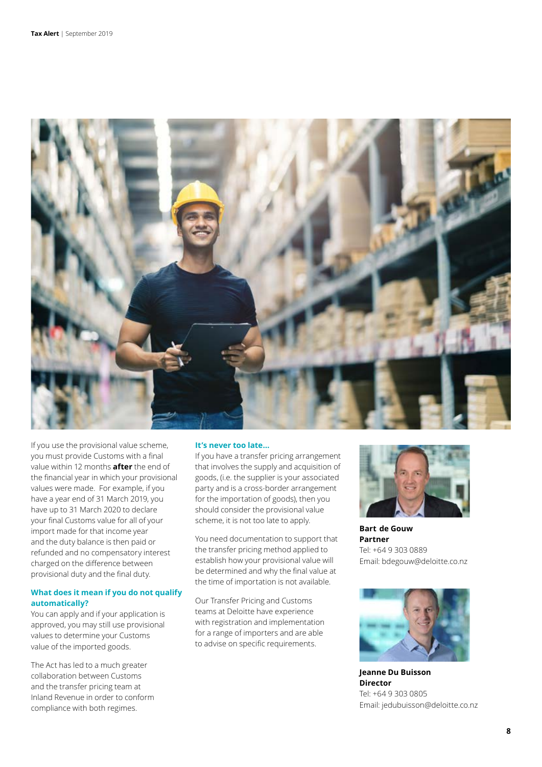If you use the provisional value scheme, you must provide Customs with a final value within 12 months **after** the end of the financial year in which your provisional values were made. For example, if you have a year end of 31 March 2019, you have up to 31 March 2020 to declare your final Customs value for all of your import made for that income year and the duty balance is then paid or refunded and no compensatory interest charged on the difference between provisional duty and the final duty.

### What does it mean if you do not qualify automatically?

You can apply and if your application is approved, you may still use provisional values to determine your Customs value of the imported goods.

The Act has led to a much greater collaboration between Customs and the transfer pricing team at Inland Revenue in order to conform compliance with both regimes.

### It's never too late...

If you have a transfer pricing arrangement that involves the supply and acquisition of goods, (i.e. the supplier is your associated party and is a cross-border arrangement for the importation of goods), then you should consider the provisional value scheme, it is not too late to apply.

You need documentation to support that the transfer pricing method applied to establish how your provisional value will be determined and why the final value at the time of importation is not available.

Our Transfer Pricing and Customs teams at Deloitte have experience with registration and implementation for a range of importers and are able to advise on specific requirements.

**Bart de Gouw**
**Partner**
Tel: +64 9 303 0889
Email: bdegouw@deloitte.co.nz

**Jeanne Du Buisson**
**Director**
Tel: +64 9 303 0805
Email: jedubuisson@deloitte.co.nz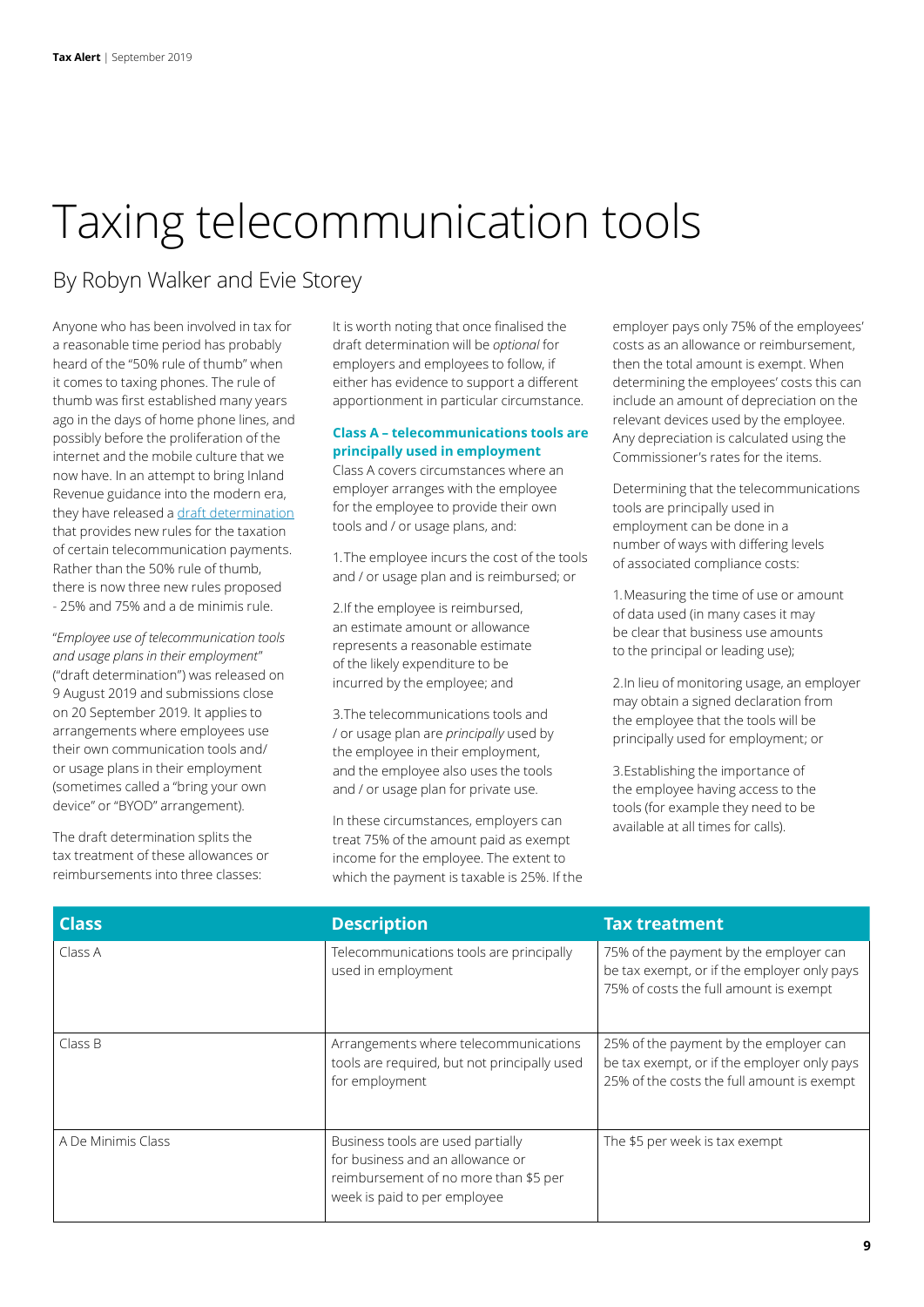# Taxing telecommunication tools

## By Robyn Walker and Evie Storey

Anyone who has been involved in tax for a reasonable time period has probably heard of the "50% rule of thumb" when it comes to taxing phones. The rule of thumb was first established many years ago in the days of home phone lines, and possibly before the proliferation of the internet and the mobile culture that we now have. In an attempt to bring Inland Revenue guidance into the modern era, they have released a draft determination that provides new rules for the taxation of certain telecommunication payments. Rather than the 50% rule of thumb, there is now three new rules proposed - 25% and 75% and a de minimis rule.

"*Employee use of telecommunication tools and usage plans in their employment*" ("draft determination") was released on 9 August 2019 and submissions close on 20 September 2019. It applies to arrangements where employees use their own communication tools and/ or usage plans in their employment (sometimes called a "bring your own device" or "BYOD" arrangement).

The draft determination splits the tax treatment of these allowances or reimbursements into three classes:

It is worth noting that once finalised the draft determination will be *optional* for employers and employees to follow, if either has evidence to support a different apportionment in particular circumstance.

### Class A – telecommunications tools are principally used in employment

Class A covers circumstances where an employer arranges with the employee for the employee to provide their own tools and / or usage plans, and:

1. The employee incurs the cost of the tools and / or usage plan and is reimbursed; or
2. If the employee is reimbursed, an estimate amount or allowance represents a reasonable estimate of the likely expenditure to be incurred by the employee; and
3. The telecommunications tools and / or usage plan are *principally* used by the employee in their employment, and the employee also uses the tools and / or usage plan for private use.

In these circumstances, employers can treat 75% of the amount paid as exempt income for the employee. The extent to which the payment is taxable is 25%. If the employer pays only 75% of the employees' costs as an allowance or reimbursement, then the total amount is exempt. When determining the employees' costs this can include an amount of depreciation on the relevant devices used by the employee. Any depreciation is calculated using the Commissioner's rates for the items.

Determining that the telecommunications tools are principally used in employment can be done in a number of ways with differing levels of associated compliance costs:

1. Measuring the time of use or amount of data used (in many cases it may be clear that business use amounts to the principal or leading use);
2. In lieu of monitoring usage, an employer may obtain a signed declaration from the employee that the tools will be principally used for employment; or
3. Establishing the importance of the employee having access to the tools (for example they need to be available at all times for calls).

| Class | Description | Tax treatment |
|---|---|---|
| Class A | Telecommunications tools are principally used in employment | 75% of the payment by the employer can be tax exempt, or if the employer only pays 75% of costs the full amount is exempt |
| Class B | Arrangements where telecommunications tools are required, but not principally used for employment | 25% of the payment by the employer can be tax exempt, or if the employer only pays 25% of the costs the full amount is exempt |
| A De Minimis Class | Business tools are used partially for business and an allowance or reimbursement of no more than $5 per week is paid to per employee | The $5 per week is tax exempt |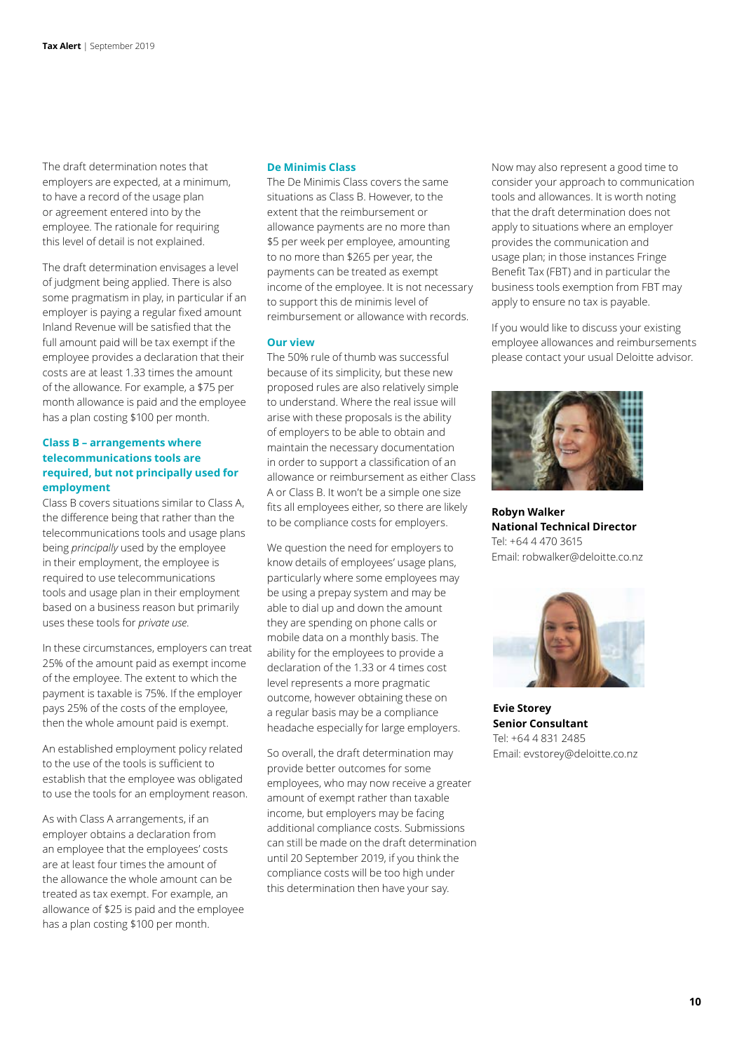The draft determination notes that employers are expected, at a minimum, to have a record of the usage plan or agreement entered into by the employee. The rationale for requiring this level of detail is not explained.

The draft determination envisages a level of judgment being applied. There is also some pragmatism in play, in particular if an employer is paying a regular fixed amount Inland Revenue will be satisfied that the full amount paid will be tax exempt if the employee provides a declaration that their costs are at least 1.33 times the amount of the allowance. For example, a $75 per month allowance is paid and the employee has a plan costing $100 per month.

### Class B – arrangements where telecommunications tools are required, but not principally used for employment

Class B covers situations similar to Class A, the difference being that rather than the telecommunications tools and usage plans being *principally* used by the employee in their employment, the employee is required to use telecommunications tools and usage plan in their employment based on a business reason but primarily uses these tools for *private use.*

In these circumstances, employers can treat 25% of the amount paid as exempt income of the employee. The extent to which the payment is taxable is 75%. If the employer pays 25% of the costs of the employee, then the whole amount paid is exempt.

An established employment policy related to the use of the tools is sufficient to establish that the employee was obligated to use the tools for an employment reason.

As with Class A arrangements, if an employer obtains a declaration from an employee that the employees' costs are at least four times the amount of the allowance the whole amount can be treated as tax exempt. For example, an allowance of $25 is paid and the employee has a plan costing $100 per month.

### De Minimis Class

The De Minimis Class covers the same situations as Class B. However, to the extent that the reimbursement or allowance payments are no more than $5 per week per employee, amounting to no more than $265 per year, the payments can be treated as exempt income of the employee. It is not necessary to support this de minimis level of reimbursement or allowance with records.

### Our view

The 50% rule of thumb was successful because of its simplicity, but these new proposed rules are also relatively simple to understand. Where the real issue will arise with these proposals is the ability of employers to be able to obtain and maintain the necessary documentation in order to support a classification of an allowance or reimbursement as either Class A or Class B. It won't be a simple one size fits all employees either, so there are likely to be compliance costs for employers.

We question the need for employers to know details of employees' usage plans, particularly where some employees may be using a prepay system and may be able to dial up and down the amount they are spending on phone calls or mobile data on a monthly basis. The ability for the employees to provide a declaration of the 1.33 or 4 times cost level represents a more pragmatic outcome, however obtaining these on a regular basis may be a compliance headache especially for large employers.

So overall, the draft determination may provide better outcomes for some employees, who may now receive a greater amount of exempt rather than taxable income, but employers may be facing additional compliance costs. Submissions can still be made on the draft determination until 20 September 2019, if you think the compliance costs will be too high under this determination then have your say.

Now may also represent a good time to consider your approach to communication tools and allowances. It is worth noting that the draft determination does not apply to situations where an employer provides the communication and usage plan; in those instances Fringe Benefit Tax (FBT) and in particular the business tools exemption from FBT may apply to ensure no tax is payable.

If you would like to discuss your existing employee allowances and reimbursements please contact your usual Deloitte advisor.

**Robyn Walker**
**National Technical Director**
Tel: +64 4 470 3615
Email: robwalker@deloitte.co.nz

**Evie Storey**
**Senior Consultant**
Tel: +64 4 831 2485
Email: evstorey@deloitte.co.nz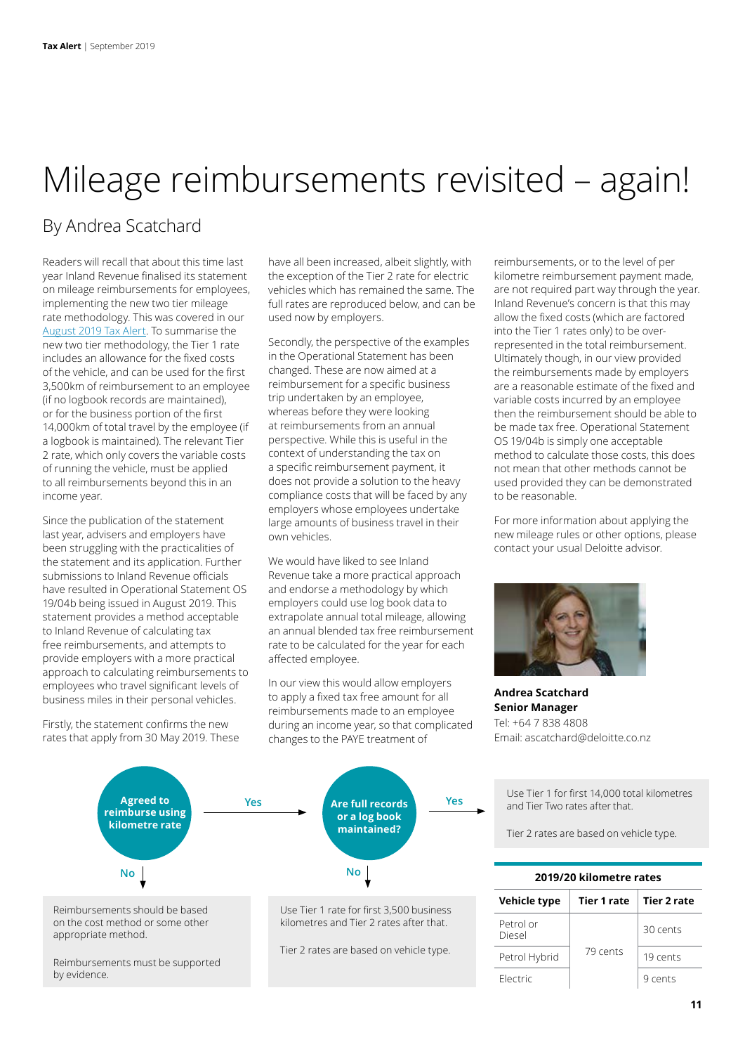# Mileage reimbursements revisited – again!

## By Andrea Scatchard

Readers will recall that about this time last year Inland Revenue finalised its statement on mileage reimbursements for employees, implementing the new two tier mileage rate methodology. This was covered in our August 2019 Tax Alert. To summarise the new two tier methodology, the Tier 1 rate includes an allowance for the fixed costs of the vehicle, and can be used for the first 3,500km of reimbursement to an employee (if no logbook records are maintained), or for the business portion of the first 14,000km of total travel by the employee (if a logbook is maintained). The relevant Tier 2 rate, which only covers the variable costs of running the vehicle, must be applied to all reimbursements beyond this in an income year.

Since the publication of the statement last year, advisers and employers have been struggling with the practicalities of the statement and its application. Further submissions to Inland Revenue officials have resulted in Operational Statement OS 19/04b being issued in August 2019. This statement provides a method acceptable to Inland Revenue of calculating tax free reimbursements, and attempts to provide employers with a more practical approach to calculating reimbursements to employees who travel significant levels of business miles in their personal vehicles.

Firstly, the statement confirms the new rates that apply from 30 May 2019. These have all been increased, albeit slightly, with the exception of the Tier 2 rate for electric vehicles which has remained the same. The full rates are reproduced below, and can be used now by employers.

Secondly, the perspective of the examples in the Operational Statement has been changed. These are now aimed at a reimbursement for a specific business trip undertaken by an employee, whereas before they were looking at reimbursements from an annual perspective. While this is useful in the context of understanding the tax on a specific reimbursement payment, it does not provide a solution to the heavy compliance costs that will be faced by any employers whose employees undertake large amounts of business travel in their own vehicles.

We would have liked to see Inland Revenue take a more practical approach and endorse a methodology by which employers could use log book data to extrapolate annual total mileage, allowing an annual tax free reimbursement rate to be calculated for the year for each affected employee.

In our view this would allow employers to apply a fixed tax free amount for all reimbursements made to an employee during an income year, so that complicated changes to the PAYE treatment of reimbursements, or to the level of per kilometre reimbursement payment made, are not required part way through the year. Inland Revenue's concern is that this may allow the fixed costs (which are factored into the Tier 1 rates only) to be over-represented in the total reimbursement. Ultimately though, in our view provided the reimbursements made by employers are a reasonable estimate of the fixed and variable costs incurred by an employee then the reimbursement should be able to be made tax free. Operational Statement OS 19/04b is simply one acceptable method to calculate those costs, this does not mean that other methods cannot be used provided they can be demonstrated to be reasonable.

For more information about applying the new mileage rules or other options, please contact your usual Deloitte advisor.

**Andrea Scatchard**
**Senior Manager**
Tel: +64 7 838 4808
Email: ascatchard@deloitte.co.nz

**Agreed to reimburse using kilometre rate?**

- **No** → Reimbursements should be based on the cost method or some other appropriate method. Reimbursements must be supported by evidence.
- **Yes** → **Are full records or a log book maintained?**
  - **No** → Use Tier 1 rate for first 3,500 business kilometres and Tier 2 rates after that. Tier 2 rates are based on vehicle type.
  - **Yes** → Use Tier 1 for first 14,000 total kilometres and Tier Two rates after that. Tier 2 rates are based on vehicle type.

**2019/20 kilometre rates**

| Vehicle type | Tier 1 rate | Tier 2 rate |
|---|---|---|
| Petrol or Diesel | 79 cents | 30 cents |
| Petrol Hybrid | 79 cents | 19 cents |
| Electric | 79 cents | 9 cents |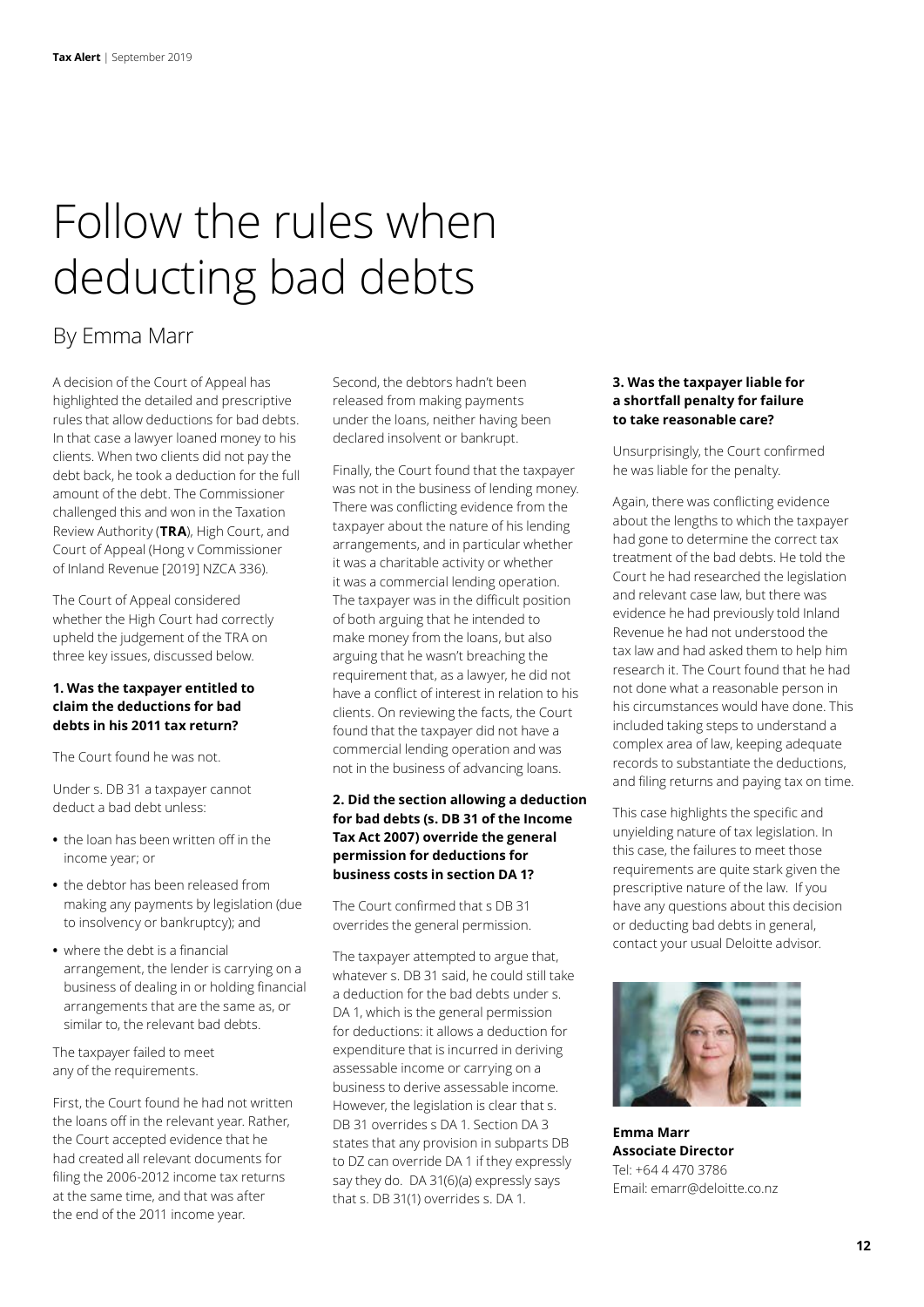# Follow the rules when deducting bad debts

## By Emma Marr

A decision of the Court of Appeal has highlighted the detailed and prescriptive rules that allow deductions for bad debts. In that case a lawyer loaned money to his clients. When two clients did not pay the debt back, he took a deduction for the full amount of the debt. The Commissioner challenged this and won in the Taxation Review Authority (**TRA**), High Court, and Court of Appeal (Hong v Commissioner of Inland Revenue [2019] NZCA 336).

The Court of Appeal considered whether the High Court had correctly upheld the judgement of the TRA on three key issues, discussed below.

### 1. Was the taxpayer entitled to claim the deductions for bad debts in his 2011 tax return?

The Court found he was not.

Under s. DB 31 a taxpayer cannot deduct a bad debt unless:

- the loan has been written off in the income year; or
- the debtor has been released from making any payments by legislation (due to insolvency or bankruptcy); and
- where the debt is a financial arrangement, the lender is carrying on a business of dealing in or holding financial arrangements that are the same as, or similar to, the relevant bad debts.

The taxpayer failed to meet any of the requirements.

First, the Court found he had not written the loans off in the relevant year. Rather, the Court accepted evidence that he had created all relevant documents for filing the 2006-2012 income tax returns at the same time, and that was after the end of the 2011 income year.

Second, the debtors hadn't been released from making payments under the loans, neither having been declared insolvent or bankrupt.

Finally, the Court found that the taxpayer was not in the business of lending money. There was conflicting evidence from the taxpayer about the nature of his lending arrangements, and in particular whether it was a charitable activity or whether it was a commercial lending operation. The taxpayer was in the difficult position of both arguing that he intended to make money from the loans, but also arguing that he wasn't breaching the requirement that, as a lawyer, he did not have a conflict of interest in relation to his clients. On reviewing the facts, the Court found that the taxpayer did not have a commercial lending operation and was not in the business of advancing loans.

### 2. Did the section allowing a deduction for bad debts (s. DB 31 of the Income Tax Act 2007) override the general permission for deductions for business costs in section DA 1?

The Court confirmed that s DB 31 overrides the general permission.

The taxpayer attempted to argue that, whatever s. DB 31 said, he could still take a deduction for the bad debts under s. DA 1, which is the general permission for deductions: it allows a deduction for expenditure that is incurred in deriving assessable income or carrying on a business to derive assessable income. However, the legislation is clear that s. DB 31 overrides s DA 1. Section DA 3 states that any provision in subparts DB to DZ can override DA 1 if they expressly say they do. DA 31(6)(a) expressly says that s. DB 31(1) overrides s. DA 1.

### 3. Was the taxpayer liable for a shortfall penalty for failure to take reasonable care?

Unsurprisingly, the Court confirmed he was liable for the penalty.

Again, there was conflicting evidence about the lengths to which the taxpayer had gone to determine the correct tax treatment of the bad debts. He told the Court he had researched the legislation and relevant case law, but there was evidence he had previously told Inland Revenue he had not understood the tax law and had asked them to help him research it. The Court found that he had not done what a reasonable person in his circumstances would have done. This included taking steps to understand a complex area of law, keeping adequate records to substantiate the deductions, and filing returns and paying tax on time.

This case highlights the specific and unyielding nature of tax legislation. In this case, the failures to meet those requirements are quite stark given the prescriptive nature of the law. If you have any questions about this decision or deducting bad debts in general, contact your usual Deloitte advisor.

**Emma Marr**
**Associate Director**
Tel: +64 4 470 3786
Email: emarr@deloitte.co.nz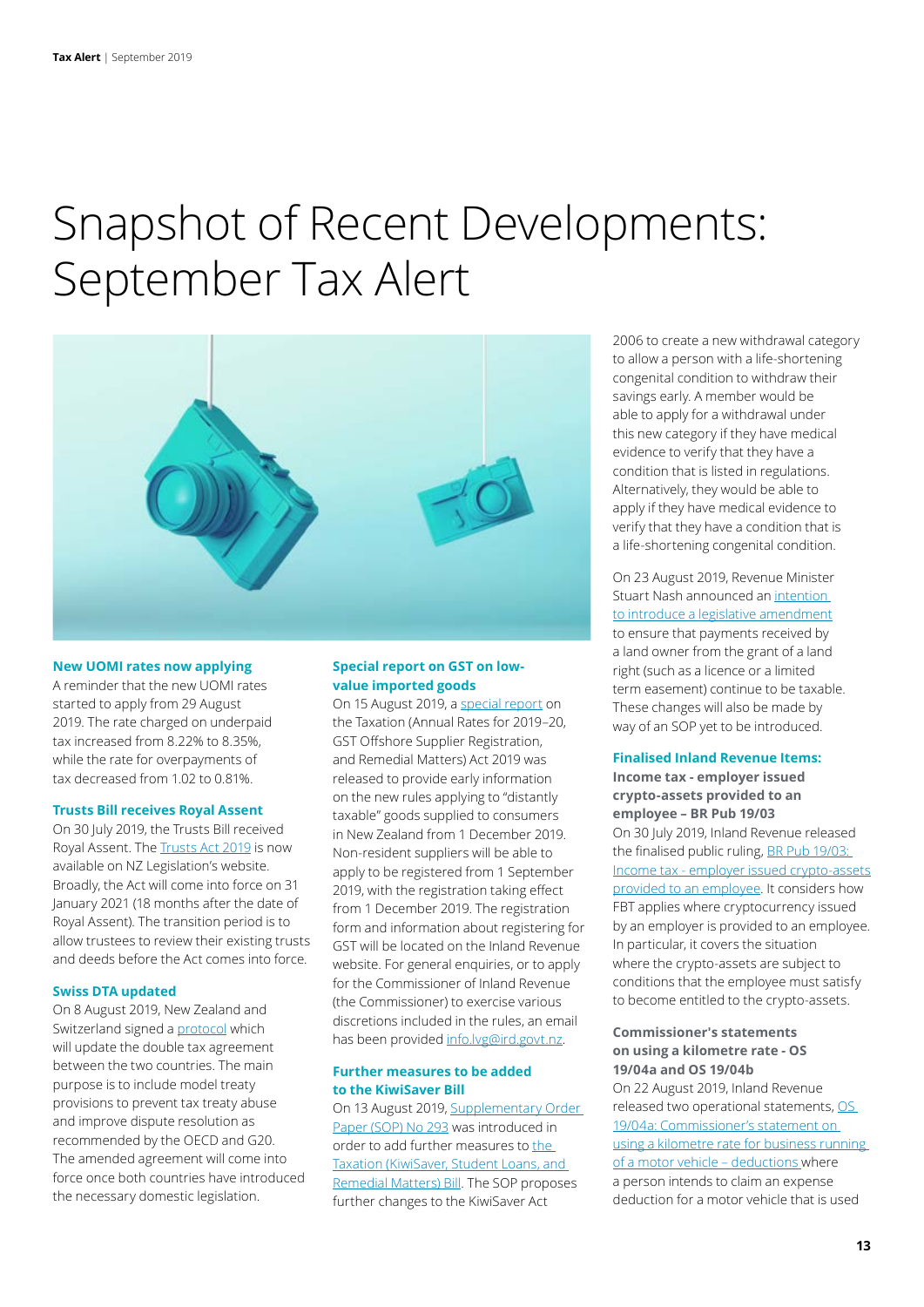# Snapshot of Recent Developments: September Tax Alert

### New UOMI rates now applying

A reminder that the new UOMI rates started to apply from 29 August 2019. The rate charged on underpaid tax increased from 8.22% to 8.35%, while the rate for overpayments of tax decreased from 1.02 to 0.81%.

### Trusts Bill receives Royal Assent

On 30 July 2019, the Trusts Bill received Royal Assent. The Trusts Act 2019 is now available on NZ Legislation's website. Broadly, the Act will come into force on 31 January 2021 (18 months after the date of Royal Assent). The transition period is to allow trustees to review their existing trusts and deeds before the Act comes into force.

### Swiss DTA updated

On 8 August 2019, New Zealand and Switzerland signed a protocol which will update the double tax agreement between the two countries. The main purpose is to include model treaty provisions to prevent tax treaty abuse and improve dispute resolution as recommended by the OECD and G20. The amended agreement will come into force once both countries have introduced the necessary domestic legislation.

### Special report on GST on low-value imported goods

On 15 August 2019, a special report on the Taxation (Annual Rates for 2019–20, GST Offshore Supplier Registration, and Remedial Matters) Act 2019 was released to provide early information on the new rules applying to "distantly taxable" goods supplied to consumers in New Zealand from 1 December 2019. Non-resident suppliers will be able to apply to be registered from 1 September 2019, with the registration taking effect from 1 December 2019. The registration form and information about registering for GST will be located on the Inland Revenue website. For general enquiries, or to apply for the Commissioner of Inland Revenue (the Commissioner) to exercise various discretions included in the rules, an email has been provided info.lvg@ird.govt.nz.

### Further measures to be added to the KiwiSaver Bill

On 13 August 2019, Supplementary Order Paper (SOP) No 293 was introduced in order to add further measures to the Taxation (KiwiSaver, Student Loans, and Remedial Matters) Bill. The SOP proposes further changes to the KiwiSaver Act 2006 to create a new withdrawal category to allow a person with a life-shortening congenital condition to withdraw their savings early. A member would be able to apply for a withdrawal under this new category if they have medical evidence to verify that they have a condition that is listed in regulations. Alternatively, they would be able to apply if they have medical evidence to verify that they have a condition that is a life-shortening congenital condition.

On 23 August 2019, Revenue Minister Stuart Nash announced an intention to introduce a legislative amendment to ensure that payments received by a land owner from the grant of a land right (such as a licence or a limited term easement) continue to be taxable. These changes will also be made by way of an SOP yet to be introduced.

### Finalised Inland Revenue Items:

**Income tax - employer issued crypto-assets provided to an employee – BR Pub 19/03**

On 30 July 2019, Inland Revenue released the finalised public ruling, BR Pub 19/03: Income tax - employer issued crypto-assets provided to an employee. It considers how FBT applies where cryptocurrency issued by an employer is provided to an employee. In particular, it covers the situation where the crypto-assets are subject to conditions that the employee must satisfy to become entitled to the crypto-assets.

**Commissioner's statements on using a kilometre rate - OS 19/04a and OS 19/04b**

On 22 August 2019, Inland Revenue released two operational statements, OS 19/04a: Commissioner's statement on using a kilometre rate for business running of a motor vehicle – deductions where a person intends to claim an expense deduction for a motor vehicle that is used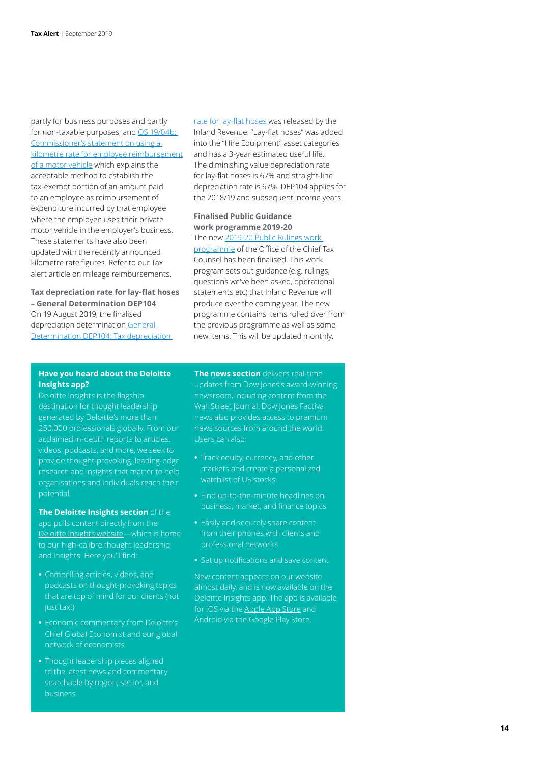partly for business purposes and partly for non-taxable purposes; and OS 19/04b: Commissioner's statement on using a kilometre rate for employee reimbursement of a motor vehicle which explains the acceptable method to establish the tax-exempt portion of an amount paid to an employee as reimbursement of expenditure incurred by that employee where the employee uses their private motor vehicle in the employer's business. These statements have also been updated with the recently announced kilometre rate figures. Refer to our Tax alert article on mileage reimbursements.

**Tax depreciation rate for lay-flat hoses – General Determination DEP104**

On 19 August 2019, the finalised depreciation determination General Determination DEP104: Tax depreciation rate for lay-flat hoses was released by the Inland Revenue. "Lay-flat hoses" was added into the "Hire Equipment" asset categories and has a 3-year estimated useful life. The diminishing value depreciation rate for lay-flat hoses is 67% and straight-line depreciation rate is 67%. DEP104 applies for the 2018/19 and subsequent income years.

**Finalised Public Guidance work programme 2019-20**

The new 2019-20 Public Rulings work programme of the Office of the Chief Tax Counsel has been finalised. This work program sets out guidance (e.g. rulings, questions we've been asked, operational statements etc) that Inland Revenue will produce over the coming year. The new programme contains items rolled over from the previous programme as well as some new items. This will be updated monthly.

**Have you heard about the Deloitte Insights app?**

Deloitte Insights is the flagship destination for thought leadership generated by Deloitte's more than 250,000 professionals globally. From our acclaimed in-depth reports to articles, videos, podcasts, and more, we seek to provide thought-provoking, leading-edge research and insights that matter to help organisations and individuals reach their potential.

**The Deloitte Insights section** of the app pulls content directly from the Deloitte Insights website—which is home to our high-calibre thought leadership and insights. Here you'll find:

- Compelling articles, videos, and podcasts on thought-provoking topics that are top of mind for our clients (not just tax!)
- Economic commentary from Deloitte's Chief Global Economist and our global network of economists
- Thought leadership pieces aligned to the latest news and commentary searchable by region, sector, and business

**The news section** delivers real-time updates from Dow Jones's award-winning newsroom, including content from the Wall Street Journal. Dow Jones Factiva news also provides access to premium news sources from around the world. Users can also:

- Track equity, currency, and other markets and create a personalized watchlist of US stocks
- Find up-to-the-minute headlines on business, market, and finance topics
- Easily and securely share content from their phones with clients and professional networks
- Set up notifications and save content

New content appears on our website almost daily, and is now available on the Deloitte Insights app. The app is available for iOS via the Apple App Store and Android via the Google Play Store.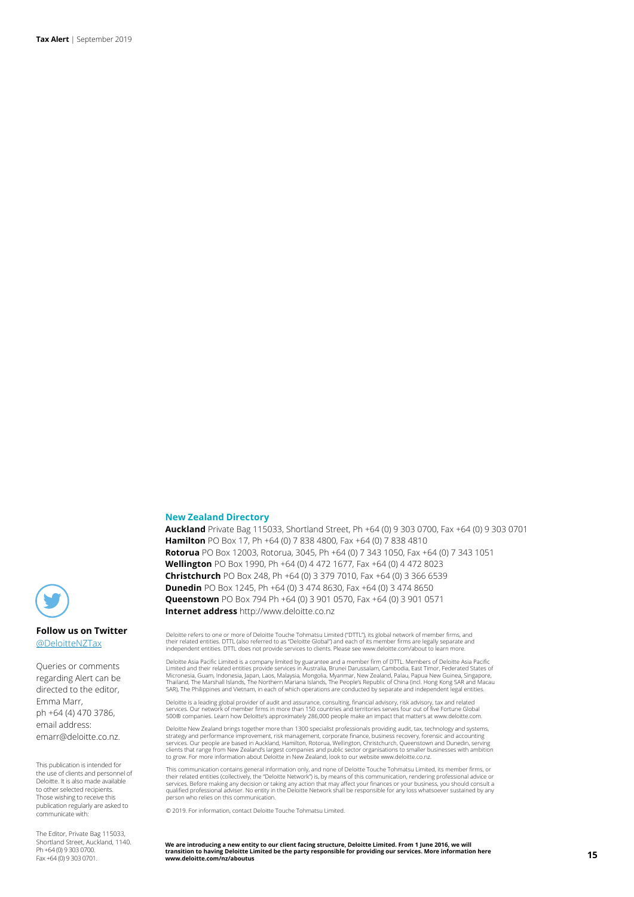## New Zealand Directory

**Auckland** Private Bag 115033, Shortland Street, Ph +64 (0) 9 303 0700, Fax +64 (0) 9 303 0701
**Hamilton** PO Box 17, Ph +64 (0) 7 838 4800, Fax +64 (0) 7 838 4810
**Rotorua** PO Box 12003, Rotorua, 3045, Ph +64 (0) 7 343 1050, Fax +64 (0) 7 343 1051
**Wellington** PO Box 1990, Ph +64 (0) 4 472 1677, Fax +64 (0) 4 472 8023
**Christchurch** PO Box 248, Ph +64 (0) 3 379 7010, Fax +64 (0) 3 366 6539
**Dunedin** PO Box 1245, Ph +64 (0) 3 474 8630, Fax +64 (0) 3 474 8650
**Queenstown** PO Box 794 Ph +64 (0) 3 901 0570, Fax +64 (0) 3 901 0571
**Internet address** http://www.deloitte.co.nz

Deloitte refers to one or more of Deloitte Touche Tohmatsu Limited ("DTTL"), its global network of member firms, and their related entities. DTTL (also referred to as "Deloitte Global") and each of its member firms are legally separate and independent entities. DTTL does not provide services to clients. Please see www.deloitte.com/about to learn more.

Deloitte Asia Pacific Limited is a company limited by guarantee and a member firm of DTTL. Members of Deloitte Asia Pacific Limited and their related entities provide services in Australia, Brunei Darussalam, Cambodia, East Timor, Federated States of Micronesia, Guam, Indonesia, Japan, Laos, Malaysia, Mongolia, Myanmar, New Zealand, Palau, Papua New Guinea, Singapore, Thailand, The Marshall Islands, The Northern Mariana Islands, The People's Republic of China (incl. Hong Kong SAR and Macau SAR), The Philippines and Vietnam, in each of which operations are conducted by separate and independent legal entities.

Deloitte is a leading global provider of audit and assurance, consulting, financial advisory, risk advisory, tax and related services. Our network of member firms in more than 150 countries and territories serves four out of five Fortune Global 500® companies. Learn how Deloitte's approximately 286,000 people make an impact that matters at www.deloitte.com.

Deloitte New Zealand brings together more than 1300 specialist professionals providing audit, tax, technology and systems, strategy and performance improvement, risk management, corporate finance, business recovery, forensic and accounting services. Our people are based in Auckland, Hamilton, Rotorua, Wellington, Christchurch, Queenstown and Dunedin, serving clients that range from New Zealand's largest companies and public sector organisations to smaller businesses with ambition to grow. For more information about Deloitte in New Zealand, look to our website www.deloitte.co.nz.

This communication contains general information only, and none of Deloitte Touche Tohmatsu Limited, its member firms, or their related entities (collectively, the "Deloitte Network") is, by means of this communication, rendering professional advice or services. Before making any decision or taking any action that may affect your finances or your business, you should consult a qualified professional adviser. No entity in the Deloitte Network shall be responsible for any loss whatsoever sustained by any person who relies on this communication.

© 2019. For information, contact Deloitte Touche Tohmatsu Limited.

**Follow us on Twitter**
@DeloitteNZTax

Queries or comments regarding Alert can be directed to the editor, Emma Marr, ph +64 (4) 470 3786, email address: emarr@deloitte.co.nz.

This publication is intended for the use of clients and personnel of Deloitte. It is also made available to other selected recipients. Those wishing to receive this publication regularly are asked to communicate with:

The Editor, Private Bag 115033, Shortland Street, Auckland, 1140. Ph +64 (0) 9 303 0700. Fax +64 (0) 9 303 0701.

**We are introducing a new entity to our client facing structure, Deloitte Limited. From 1 June 2016, we will transition to having Deloitte Limited be the party responsible for providing our services. More information here www.deloitte.com/nz/aboutus**